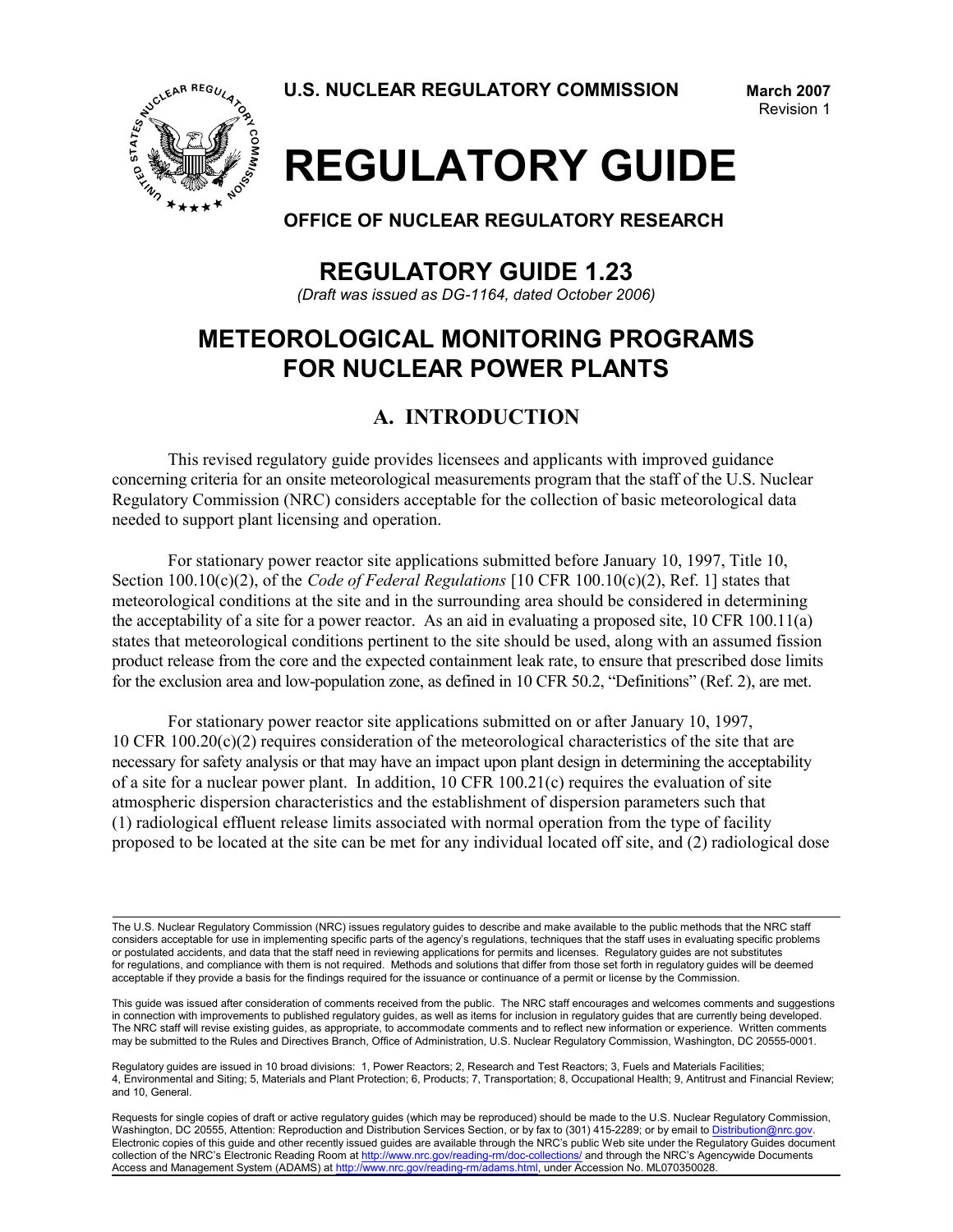U.S. NUCLEAR REGULATORY COMMISSION

**March 2007**
Revision 1

# REGULATORY GUIDE

**OFFICE OF NUCLEAR REGULATORY RESEARCH**

## REGULATORY GUIDE 1.23

*(Draft was issued as DG-1164, dated October 2006)*

## METEOROLOGICAL MONITORING PROGRAMS FOR NUCLEAR POWER PLANTS

## A. INTRODUCTION

This revised regulatory guide provides licensees and applicants with improved guidance concerning criteria for an onsite meteorological measurements program that the staff of the U.S. Nuclear Regulatory Commission (NRC) considers acceptable for the collection of basic meteorological data needed to support plant licensing and operation.

For stationary power reactor site applications submitted before January 10, 1997, Title 10, Section 100.10(c)(2), of the *Code of Federal Regulations* [10 CFR 100.10(c)(2), Ref. 1] states that meteorological conditions at the site and in the surrounding area should be considered in determining the acceptability of a site for a power reactor. As an aid in evaluating a proposed site, 10 CFR 100.11(a) states that meteorological conditions pertinent to the site should be used, along with an assumed fission product release from the core and the expected containment leak rate, to ensure that prescribed dose limits for the exclusion area and low-population zone, as defined in 10 CFR 50.2, "Definitions" (Ref. 2), are met.

For stationary power reactor site applications submitted on or after January 10, 1997, 10 CFR 100.20(c)(2) requires consideration of the meteorological characteristics of the site that are necessary for safety analysis or that may have an impact upon plant design in determining the acceptability of a site for a nuclear power plant. In addition, 10 CFR 100.21(c) requires the evaluation of site atmospheric dispersion characteristics and the establishment of dispersion parameters such that (1) radiological effluent release limits associated with normal operation from the type of facility proposed to be located at the site can be met for any individual located off site, and (2) radiological dose

---

The U.S. Nuclear Regulatory Commission (NRC) issues regulatory guides to describe and make available to the public methods that the NRC staff considers acceptable for use in implementing specific parts of the agency's regulations, techniques that the staff uses in evaluating specific problems or postulated accidents, and data that the staff need in reviewing applications for permits and licenses. Regulatory guides are not substitutes for regulations, and compliance with them is not required. Methods and solutions that differ from those set forth in regulatory guides will be deemed acceptable if they provide a basis for the findings required for the issuance or continuance of a permit or license by the Commission.

This guide was issued after consideration of comments received from the public. The NRC staff encourages and welcomes comments and suggestions in connection with improvements to published regulatory guides, as well as items for inclusion in regulatory guides that are currently being developed. The NRC staff will revise existing guides, as appropriate, to accommodate comments and to reflect new information or experience. Written comments may be submitted to the Rules and Directives Branch, Office of Administration, U.S. Nuclear Regulatory Commission, Washington, DC 20555-0001.

Regulatory guides are issued in 10 broad divisions: 1, Power Reactors; 2, Research and Test Reactors; 3, Fuels and Materials Facilities; 4, Environmental and Siting; 5, Materials and Plant Protection; 6, Products; 7, Transportation; 8, Occupational Health; 9, Antitrust and Financial Review; and 10, General.

Requests for single copies of draft or active regulatory guides (which may be reproduced) should be made to the U.S. Nuclear Regulatory Commission, Washington, DC 20555, Attention: Reproduction and Distribution Services Section, or by fax to (301) 415-2289; or by email to Distribution@nrc.gov. Electronic copies of this guide and other recently issued guides are available through the NRC's public Web site under the Regulatory Guides document collection of the NRC's Electronic Reading Room at http://www.nrc.gov/reading-rm/doc-collections/ and through the NRC's Agencywide Documents Access and Management System (ADAMS) at http://www.nrc.gov/reading-rm/adams.html, under Accession No. ML070350028.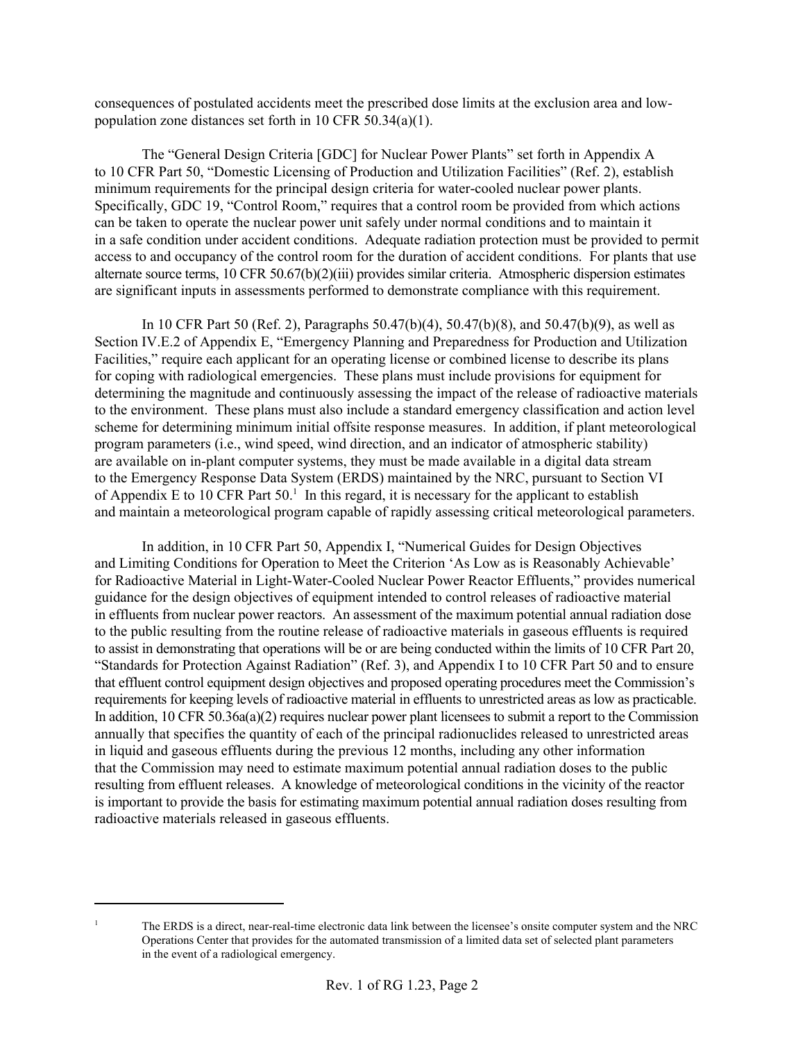consequences of postulated accidents meet the prescribed dose limits at the exclusion area and low-population zone distances set forth in 10 CFR 50.34(a)(1).

The "General Design Criteria [GDC] for Nuclear Power Plants" set forth in Appendix A to 10 CFR Part 50, "Domestic Licensing of Production and Utilization Facilities" (Ref. 2), establish minimum requirements for the principal design criteria for water-cooled nuclear power plants. Specifically, GDC 19, "Control Room," requires that a control room be provided from which actions can be taken to operate the nuclear power unit safely under normal conditions and to maintain it in a safe condition under accident conditions. Adequate radiation protection must be provided to permit access to and occupancy of the control room for the duration of accident conditions. For plants that use alternate source terms, 10 CFR 50.67(b)(2)(iii) provides similar criteria. Atmospheric dispersion estimates are significant inputs in assessments performed to demonstrate compliance with this requirement.

In 10 CFR Part 50 (Ref. 2), Paragraphs 50.47(b)(4), 50.47(b)(8), and 50.47(b)(9), as well as Section IV.E.2 of Appendix E, "Emergency Planning and Preparedness for Production and Utilization Facilities," require each applicant for an operating license or combined license to describe its plans for coping with radiological emergencies. These plans must include provisions for equipment for determining the magnitude and continuously assessing the impact of the release of radioactive materials to the environment. These plans must also include a standard emergency classification and action level scheme for determining minimum initial offsite response measures. In addition, if plant meteorological program parameters (i.e., wind speed, wind direction, and an indicator of atmospheric stability) are available on in-plant computer systems, they must be made available in a digital data stream to the Emergency Response Data System (ERDS) maintained by the NRC, pursuant to Section VI of Appendix E to 10 CFR Part 50.[1] In this regard, it is necessary for the applicant to establish and maintain a meteorological program capable of rapidly assessing critical meteorological parameters.

In addition, in 10 CFR Part 50, Appendix I, "Numerical Guides for Design Objectives and Limiting Conditions for Operation to Meet the Criterion 'As Low as is Reasonably Achievable' for Radioactive Material in Light-Water-Cooled Nuclear Power Reactor Effluents," provides numerical guidance for the design objectives of equipment intended to control releases of radioactive material in effluents from nuclear power reactors. An assessment of the maximum potential annual radiation dose to the public resulting from the routine release of radioactive materials in gaseous effluents is required to assist in demonstrating that operations will be or are being conducted within the limits of 10 CFR Part 20, "Standards for Protection Against Radiation" (Ref. 3), and Appendix I to 10 CFR Part 50 and to ensure that effluent control equipment design objectives and proposed operating procedures meet the Commission's requirements for keeping levels of radioactive material in effluents to unrestricted areas as low as practicable. In addition, 10 CFR 50.36a(a)(2) requires nuclear power plant licensees to submit a report to the Commission annually that specifies the quantity of each of the principal radionuclides released to unrestricted areas in liquid and gaseous effluents during the previous 12 months, including any other information that the Commission may need to estimate maximum potential annual radiation doses to the public resulting from effluent releases. A knowledge of meteorological conditions in the vicinity of the reactor is important to provide the basis for estimating maximum potential annual radiation doses resulting from radioactive materials released in gaseous effluents.

---

[1] The ERDS is a direct, near-real-time electronic data link between the licensee's onsite computer system and the NRC Operations Center that provides for the automated transmission of a limited data set of selected plant parameters in the event of a radiological emergency.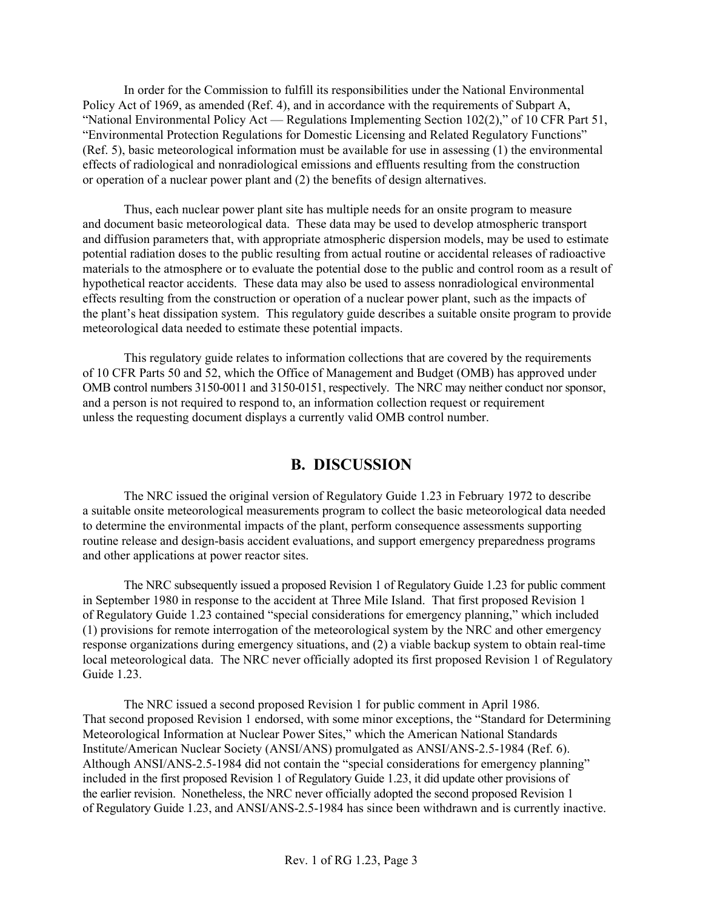In order for the Commission to fulfill its responsibilities under the National Environmental Policy Act of 1969, as amended (Ref. 4), and in accordance with the requirements of Subpart A, "National Environmental Policy Act — Regulations Implementing Section 102(2)," of 10 CFR Part 51, "Environmental Protection Regulations for Domestic Licensing and Related Regulatory Functions" (Ref. 5), basic meteorological information must be available for use in assessing (1) the environmental effects of radiological and nonradiological emissions and effluents resulting from the construction or operation of a nuclear power plant and (2) the benefits of design alternatives.

Thus, each nuclear power plant site has multiple needs for an onsite program to measure and document basic meteorological data. These data may be used to develop atmospheric transport and diffusion parameters that, with appropriate atmospheric dispersion models, may be used to estimate potential radiation doses to the public resulting from actual routine or accidental releases of radioactive materials to the atmosphere or to evaluate the potential dose to the public and control room as a result of hypothetical reactor accidents. These data may also be used to assess nonradiological environmental effects resulting from the construction or operation of a nuclear power plant, such as the impacts of the plant's heat dissipation system. This regulatory guide describes a suitable onsite program to provide meteorological data needed to estimate these potential impacts.

This regulatory guide relates to information collections that are covered by the requirements of 10 CFR Parts 50 and 52, which the Office of Management and Budget (OMB) has approved under OMB control numbers 3150-0011 and 3150-0151, respectively. The NRC may neither conduct nor sponsor, and a person is not required to respond to, an information collection request or requirement unless the requesting document displays a currently valid OMB control number.

## B. DISCUSSION

The NRC issued the original version of Regulatory Guide 1.23 in February 1972 to describe a suitable onsite meteorological measurements program to collect the basic meteorological data needed to determine the environmental impacts of the plant, perform consequence assessments supporting routine release and design-basis accident evaluations, and support emergency preparedness programs and other applications at power reactor sites.

The NRC subsequently issued a proposed Revision 1 of Regulatory Guide 1.23 for public comment in September 1980 in response to the accident at Three Mile Island. That first proposed Revision 1 of Regulatory Guide 1.23 contained "special considerations for emergency planning," which included (1) provisions for remote interrogation of the meteorological system by the NRC and other emergency response organizations during emergency situations, and (2) a viable backup system to obtain real-time local meteorological data. The NRC never officially adopted its first proposed Revision 1 of Regulatory Guide 1.23.

The NRC issued a second proposed Revision 1 for public comment in April 1986. That second proposed Revision 1 endorsed, with some minor exceptions, the "Standard for Determining Meteorological Information at Nuclear Power Sites," which the American National Standards Institute/American Nuclear Society (ANSI/ANS) promulgated as ANSI/ANS-2.5-1984 (Ref. 6). Although ANSI/ANS-2.5-1984 did not contain the "special considerations for emergency planning" included in the first proposed Revision 1 of Regulatory Guide 1.23, it did update other provisions of the earlier revision. Nonetheless, the NRC never officially adopted the second proposed Revision 1 of Regulatory Guide 1.23, and ANSI/ANS-2.5-1984 has since been withdrawn and is currently inactive.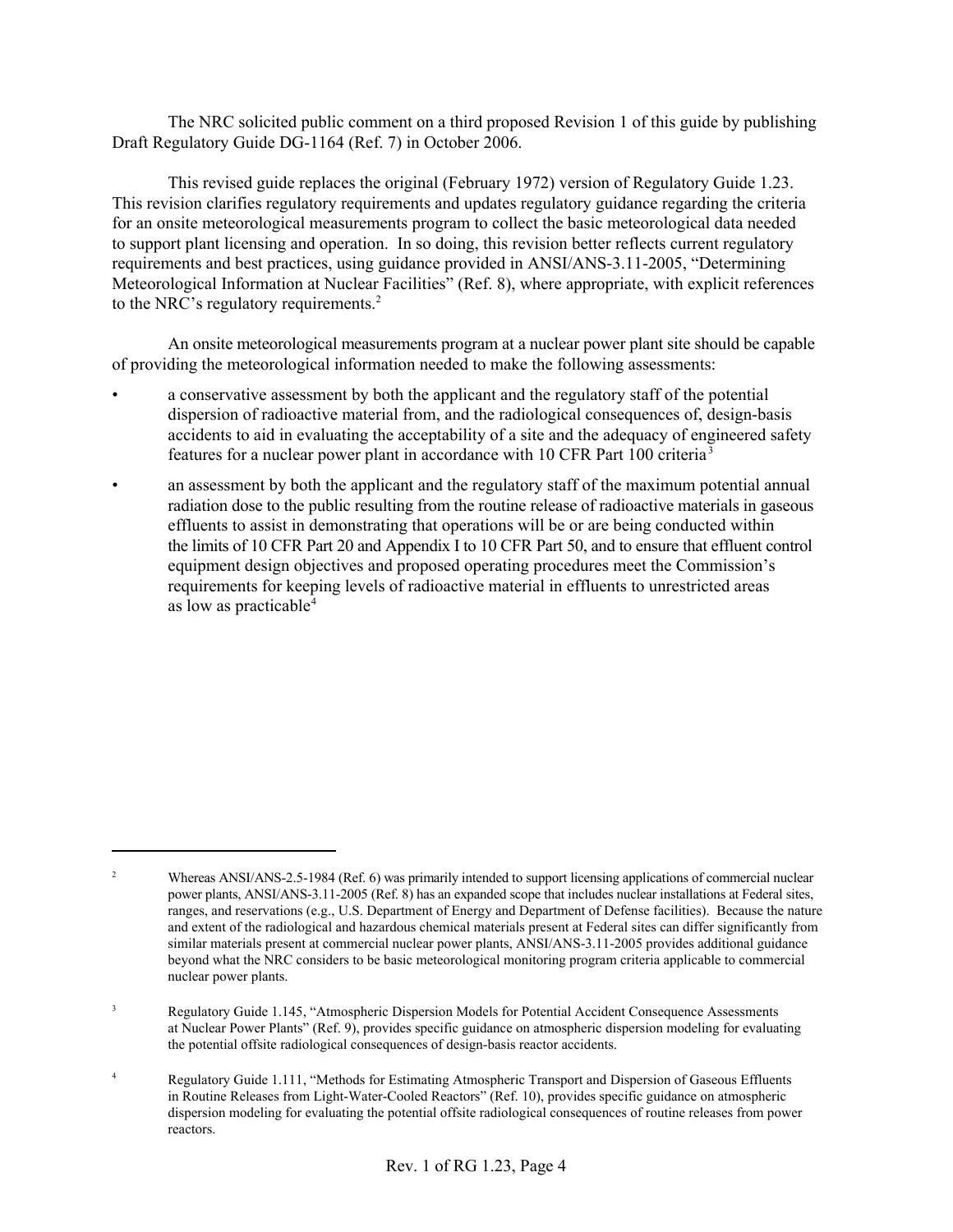The NRC solicited public comment on a third proposed Revision 1 of this guide by publishing Draft Regulatory Guide DG-1164 (Ref. 7) in October 2006.

This revised guide replaces the original (February 1972) version of Regulatory Guide 1.23. This revision clarifies regulatory requirements and updates regulatory guidance regarding the criteria for an onsite meteorological measurements program to collect the basic meteorological data needed to support plant licensing and operation. In so doing, this revision better reflects current regulatory requirements and best practices, using guidance provided in ANSI/ANS-3.11-2005, "Determining Meteorological Information at Nuclear Facilities" (Ref. 8), where appropriate, with explicit references to the NRC's regulatory requirements.[2]

An onsite meteorological measurements program at a nuclear power plant site should be capable of providing the meteorological information needed to make the following assessments:

- a conservative assessment by both the applicant and the regulatory staff of the potential dispersion of radioactive material from, and the radiological consequences of, design-basis accidents to aid in evaluating the acceptability of a site and the adequacy of engineered safety features for a nuclear power plant in accordance with 10 CFR Part 100 criteria[3]
- an assessment by both the applicant and the regulatory staff of the maximum potential annual radiation dose to the public resulting from the routine release of radioactive materials in gaseous effluents to assist in demonstrating that operations will be or are being conducted within the limits of 10 CFR Part 20 and Appendix I to 10 CFR Part 50, and to ensure that effluent control equipment design objectives and proposed operating procedures meet the Commission's requirements for keeping levels of radioactive material in effluents to unrestricted areas as low as practicable[4]

---

[2] Whereas ANSI/ANS-2.5-1984 (Ref. 6) was primarily intended to support licensing applications of commercial nuclear power plants, ANSI/ANS-3.11-2005 (Ref. 8) has an expanded scope that includes nuclear installations at Federal sites, ranges, and reservations (e.g., U.S. Department of Energy and Department of Defense facilities). Because the nature and extent of the radiological and hazardous chemical materials present at Federal sites can differ significantly from similar materials present at commercial nuclear power plants, ANSI/ANS-3.11-2005 provides additional guidance beyond what the NRC considers to be basic meteorological monitoring program criteria applicable to commercial nuclear power plants.

[3] Regulatory Guide 1.145, "Atmospheric Dispersion Models for Potential Accident Consequence Assessments at Nuclear Power Plants" (Ref. 9), provides specific guidance on atmospheric dispersion modeling for evaluating the potential offsite radiological consequences of design-basis reactor accidents.

[4] Regulatory Guide 1.111, "Methods for Estimating Atmospheric Transport and Dispersion of Gaseous Effluents in Routine Releases from Light-Water-Cooled Reactors" (Ref. 10), provides specific guidance on atmospheric dispersion modeling for evaluating the potential offsite radiological consequences of routine releases from power reactors.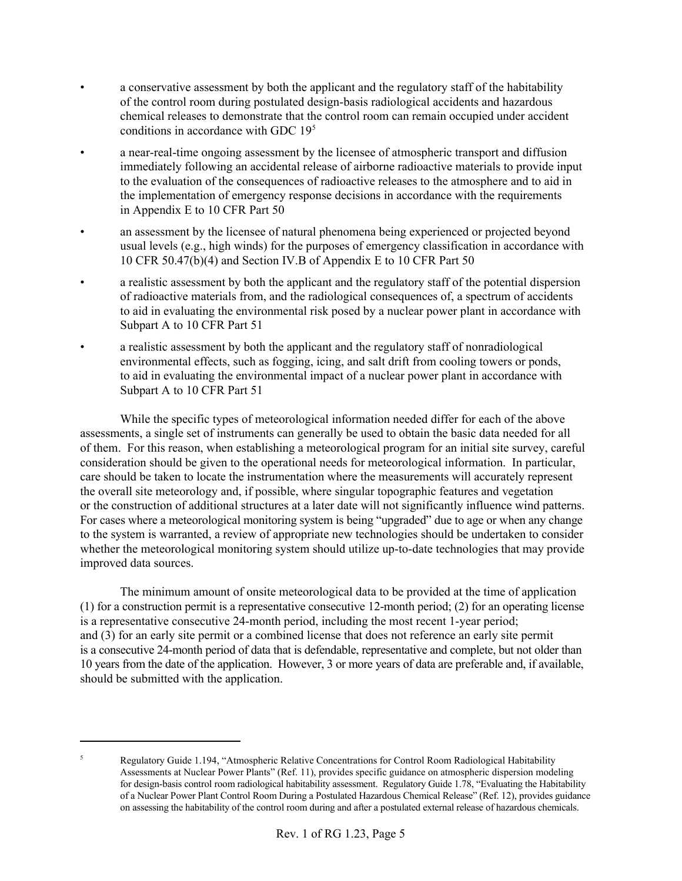- a conservative assessment by both the applicant and the regulatory staff of the habitability of the control room during postulated design-basis radiological accidents and hazardous chemical releases to demonstrate that the control room can remain occupied under accident conditions in accordance with GDC 19[5]
- a near-real-time ongoing assessment by the licensee of atmospheric transport and diffusion immediately following an accidental release of airborne radioactive materials to provide input to the evaluation of the consequences of radioactive releases to the atmosphere and to aid in the implementation of emergency response decisions in accordance with the requirements in Appendix E to 10 CFR Part 50
- an assessment by the licensee of natural phenomena being experienced or projected beyond usual levels (e.g., high winds) for the purposes of emergency classification in accordance with 10 CFR 50.47(b)(4) and Section IV.B of Appendix E to 10 CFR Part 50
- a realistic assessment by both the applicant and the regulatory staff of the potential dispersion of radioactive materials from, and the radiological consequences of, a spectrum of accidents to aid in evaluating the environmental risk posed by a nuclear power plant in accordance with Subpart A to 10 CFR Part 51
- a realistic assessment by both the applicant and the regulatory staff of nonradiological environmental effects, such as fogging, icing, and salt drift from cooling towers or ponds, to aid in evaluating the environmental impact of a nuclear power plant in accordance with Subpart A to 10 CFR Part 51

While the specific types of meteorological information needed differ for each of the above assessments, a single set of instruments can generally be used to obtain the basic data needed for all of them. For this reason, when establishing a meteorological program for an initial site survey, careful consideration should be given to the operational needs for meteorological information. In particular, care should be taken to locate the instrumentation where the measurements will accurately represent the overall site meteorology and, if possible, where singular topographic features and vegetation or the construction of additional structures at a later date will not significantly influence wind patterns. For cases where a meteorological monitoring system is being "upgraded" due to age or when any change to the system is warranted, a review of appropriate new technologies should be undertaken to consider whether the meteorological monitoring system should utilize up-to-date technologies that may provide improved data sources.

The minimum amount of onsite meteorological data to be provided at the time of application (1) for a construction permit is a representative consecutive 12-month period; (2) for an operating license is a representative consecutive 24-month period, including the most recent 1-year period; and (3) for an early site permit or a combined license that does not reference an early site permit is a consecutive 24-month period of data that is defendable, representative and complete, but not older than 10 years from the date of the application. However, 3 or more years of data are preferable and, if available, should be submitted with the application.

---

[5] Regulatory Guide 1.194, "Atmospheric Relative Concentrations for Control Room Radiological Habitability Assessments at Nuclear Power Plants" (Ref. 11), provides specific guidance on atmospheric dispersion modeling for design-basis control room radiological habitability assessment. Regulatory Guide 1.78, "Evaluating the Habitability of a Nuclear Power Plant Control Room During a Postulated Hazardous Chemical Release" (Ref. 12), provides guidance on assessing the habitability of the control room during and after a postulated external release of hazardous chemicals.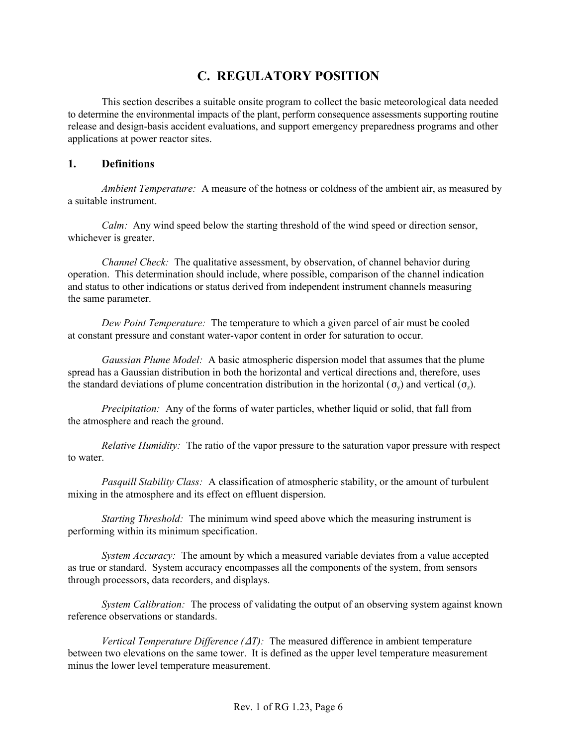# C. REGULATORY POSITION

This section describes a suitable onsite program to collect the basic meteorological data needed to determine the environmental impacts of the plant, perform consequence assessments supporting routine release and design-basis accident evaluations, and support emergency preparedness programs and other applications at power reactor sites.

## 1. Definitions

*Ambient Temperature:* A measure of the hotness or coldness of the ambient air, as measured by a suitable instrument.

*Calm:* Any wind speed below the starting threshold of the wind speed or direction sensor, whichever is greater.

*Channel Check:* The qualitative assessment, by observation, of channel behavior during operation. This determination should include, where possible, comparison of the channel indication and status to other indications or status derived from independent instrument channels measuring the same parameter.

*Dew Point Temperature:* The temperature to which a given parcel of air must be cooled at constant pressure and constant water-vapor content in order for saturation to occur.

*Gaussian Plume Model:* A basic atmospheric dispersion model that assumes that the plume spread has a Gaussian distribution in both the horizontal and vertical directions and, therefore, uses the standard deviations of plume concentration distribution in the horizontal ($\sigma_y$) and vertical ($\sigma_z$).

*Precipitation:* Any of the forms of water particles, whether liquid or solid, that fall from the atmosphere and reach the ground.

*Relative Humidity:* The ratio of the vapor pressure to the saturation vapor pressure with respect to water.

*Pasquill Stability Class:* A classification of atmospheric stability, or the amount of turbulent mixing in the atmosphere and its effect on effluent dispersion.

*Starting Threshold:* The minimum wind speed above which the measuring instrument is performing within its minimum specification.

*System Accuracy:* The amount by which a measured variable deviates from a value accepted as true or standard. System accuracy encompasses all the components of the system, from sensors through processors, data recorders, and displays.

*System Calibration:* The process of validating the output of an observing system against known reference observations or standards.

*Vertical Temperature Difference ($\Delta T$):* The measured difference in ambient temperature between two elevations on the same tower. It is defined as the upper level temperature measurement minus the lower level temperature measurement.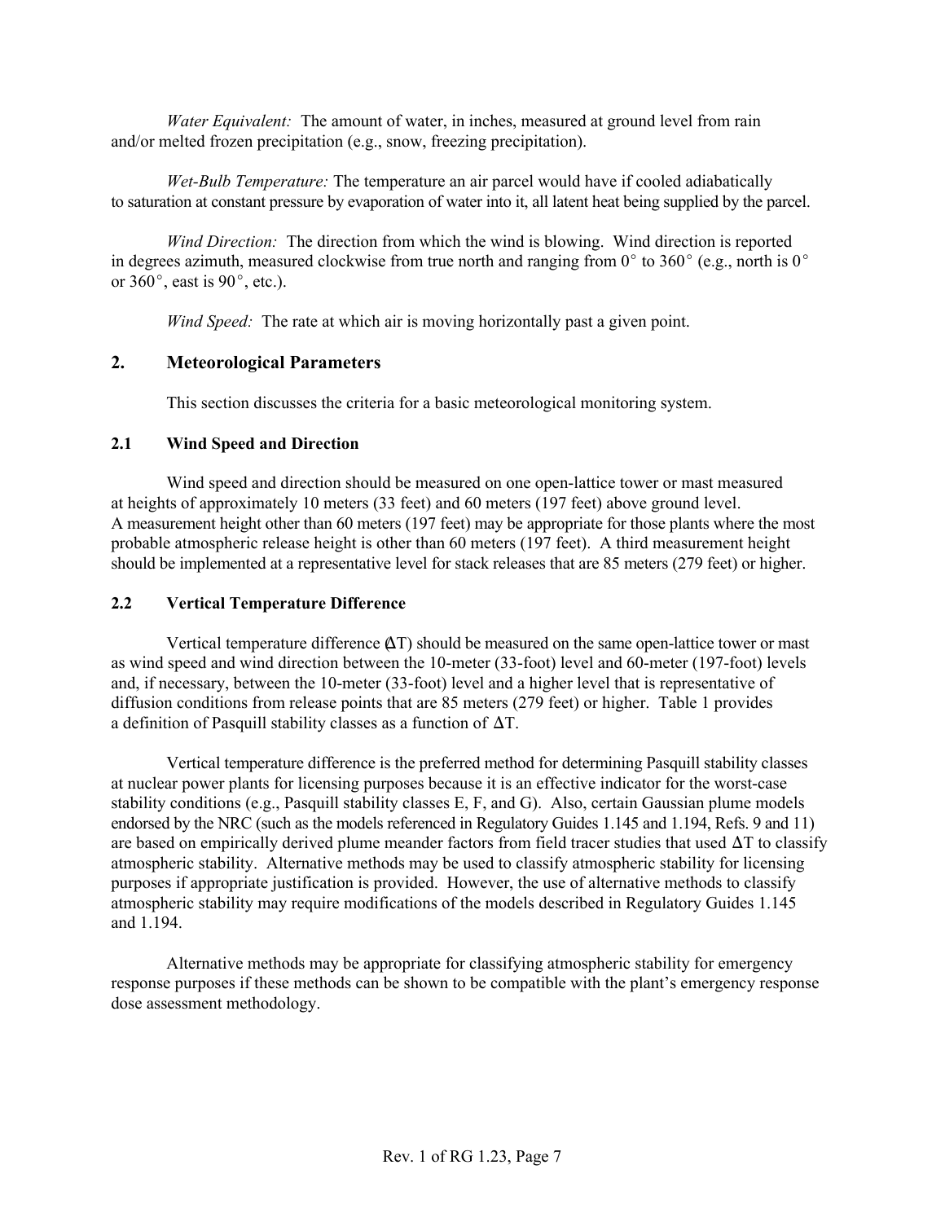*Water Equivalent:* The amount of water, in inches, measured at ground level from rain and/or melted frozen precipitation (e.g., snow, freezing precipitation).

*Wet-Bulb Temperature:* The temperature an air parcel would have if cooled adiabatically to saturation at constant pressure by evaporation of water into it, all latent heat being supplied by the parcel.

*Wind Direction:* The direction from which the wind is blowing. Wind direction is reported in degrees azimuth, measured clockwise from true north and ranging from 0° to 360° (e.g., north is 0° or 360°, east is 90°, etc.).

*Wind Speed:* The rate at which air is moving horizontally past a given point.

## 2. Meteorological Parameters

This section discusses the criteria for a basic meteorological monitoring system.

### 2.1 Wind Speed and Direction

Wind speed and direction should be measured on one open-lattice tower or mast measured at heights of approximately 10 meters (33 feet) and 60 meters (197 feet) above ground level. A measurement height other than 60 meters (197 feet) may be appropriate for those plants where the most probable atmospheric release height is other than 60 meters (197 feet). A third measurement height should be implemented at a representative level for stack releases that are 85 meters (279 feet) or higher.

### 2.2 Vertical Temperature Difference

Vertical temperature difference ($\Delta T$) should be measured on the same open-lattice tower or mast as wind speed and wind direction between the 10-meter (33-foot) level and 60-meter (197-foot) levels and, if necessary, between the 10-meter (33-foot) level and a higher level that is representative of diffusion conditions from release points that are 85 meters (279 feet) or higher. Table 1 provides a definition of Pasquill stability classes as a function of $\Delta T$.

Vertical temperature difference is the preferred method for determining Pasquill stability classes at nuclear power plants for licensing purposes because it is an effective indicator for the worst-case stability conditions (e.g., Pasquill stability classes E, F, and G). Also, certain Gaussian plume models endorsed by the NRC (such as the models referenced in Regulatory Guides 1.145 and 1.194, Refs. 9 and 11) are based on empirically derived plume meander factors from field tracer studies that used $\Delta T$ to classify atmospheric stability. Alternative methods may be used to classify atmospheric stability for licensing purposes if appropriate justification is provided. However, the use of alternative methods to classify atmospheric stability may require modifications of the models described in Regulatory Guides 1.145 and 1.194.

Alternative methods may be appropriate for classifying atmospheric stability for emergency response purposes if these methods can be shown to be compatible with the plant's emergency response dose assessment methodology.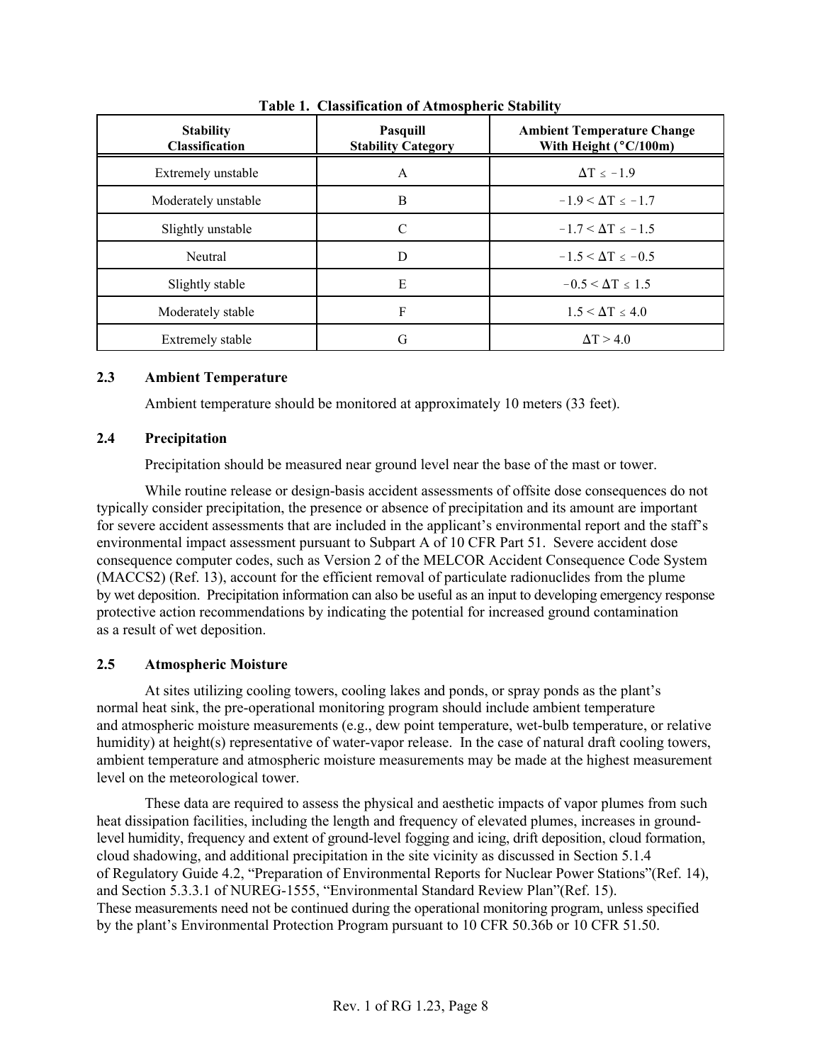**Table 1. Classification of Atmospheric Stability**

| Stability Classification | Pasquill Stability Category | Ambient Temperature Change With Height (°C/100m) |
|---|---|---|
| Extremely unstable | A | $\Delta T \leq -1.9$ |
| Moderately unstable | B | $-1.9 < \Delta T \leq -1.7$ |
| Slightly unstable | C | $-1.7 < \Delta T \leq -1.5$ |
| Neutral | D | $-1.5 < \Delta T \leq -0.5$ |
| Slightly stable | E | $-0.5 < \Delta T \leq 1.5$ |
| Moderately stable | F | $1.5 < \Delta T \leq 4.0$ |
| Extremely stable | G | $\Delta T > 4.0$ |

### 2.3 Ambient Temperature

Ambient temperature should be monitored at approximately 10 meters (33 feet).

### 2.4 Precipitation

Precipitation should be measured near ground level near the base of the mast or tower.

While routine release or design-basis accident assessments of offsite dose consequences do not typically consider precipitation, the presence or absence of precipitation and its amount are important for severe accident assessments that are included in the applicant's environmental report and the staff's environmental impact assessment pursuant to Subpart A of 10 CFR Part 51. Severe accident dose consequence computer codes, such as Version 2 of the MELCOR Accident Consequence Code System (MACCS2) (Ref. 13), account for the efficient removal of particulate radionuclides from the plume by wet deposition. Precipitation information can also be useful as an input to developing emergency response protective action recommendations by indicating the potential for increased ground contamination as a result of wet deposition.

### 2.5 Atmospheric Moisture

At sites utilizing cooling towers, cooling lakes and ponds, or spray ponds as the plant's normal heat sink, the pre-operational monitoring program should include ambient temperature and atmospheric moisture measurements (e.g., dew point temperature, wet-bulb temperature, or relative humidity) at height(s) representative of water-vapor release. In the case of natural draft cooling towers, ambient temperature and atmospheric moisture measurements may be made at the highest measurement level on the meteorological tower.

These data are required to assess the physical and aesthetic impacts of vapor plumes from such heat dissipation facilities, including the length and frequency of elevated plumes, increases in ground-level humidity, frequency and extent of ground-level fogging and icing, drift deposition, cloud formation, cloud shadowing, and additional precipitation in the site vicinity as discussed in Section 5.1.4 of Regulatory Guide 4.2, "Preparation of Environmental Reports for Nuclear Power Stations"(Ref. 14), and Section 5.3.3.1 of NUREG-1555, "Environmental Standard Review Plan"(Ref. 15). These measurements need not be continued during the operational monitoring program, unless specified by the plant's Environmental Protection Program pursuant to 10 CFR 50.36b or 10 CFR 51.50.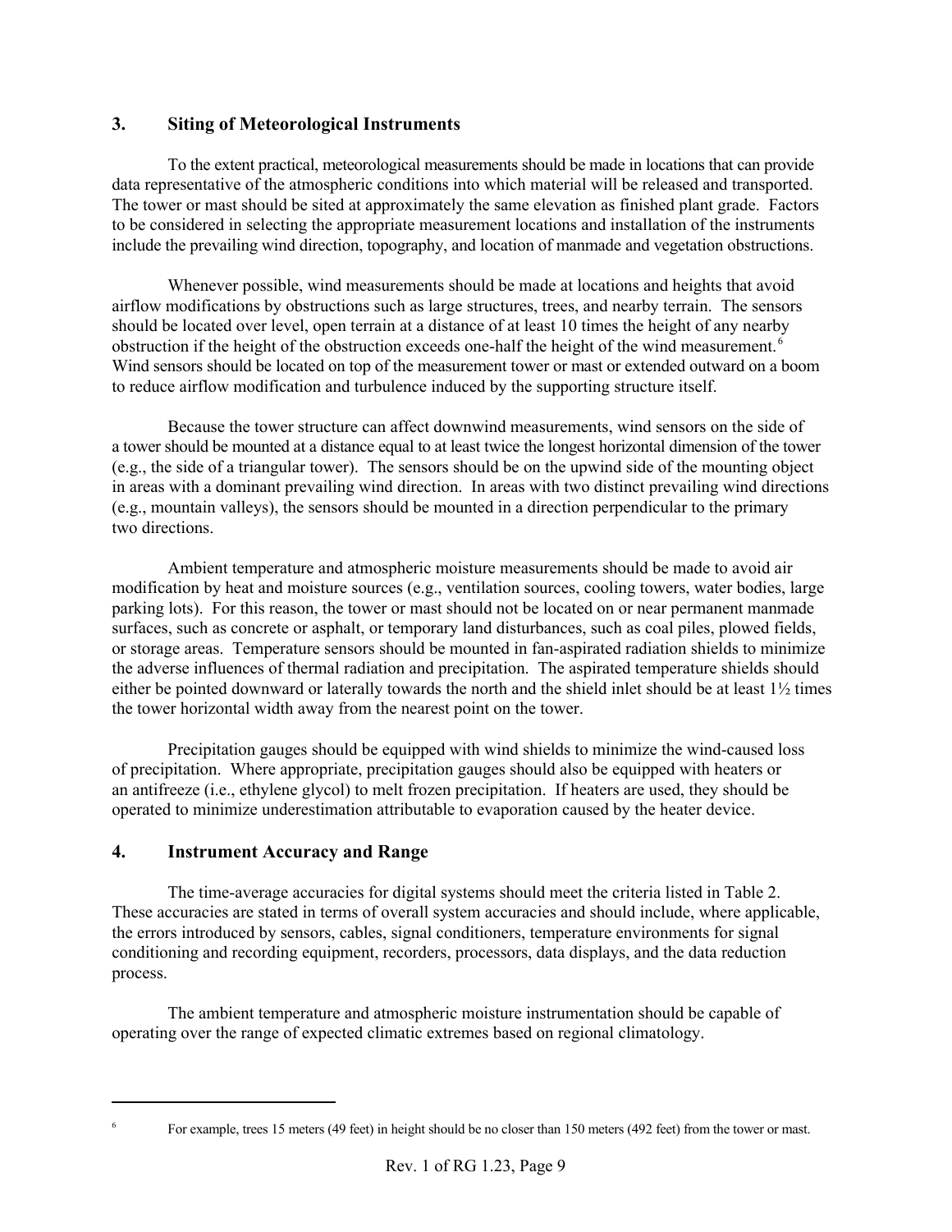## 3. Siting of Meteorological Instruments

To the extent practical, meteorological measurements should be made in locations that can provide data representative of the atmospheric conditions into which material will be released and transported. The tower or mast should be sited at approximately the same elevation as finished plant grade. Factors to be considered in selecting the appropriate measurement locations and installation of the instruments include the prevailing wind direction, topography, and location of manmade and vegetation obstructions.

Whenever possible, wind measurements should be made at locations and heights that avoid airflow modifications by obstructions such as large structures, trees, and nearby terrain. The sensors should be located over level, open terrain at a distance of at least 10 times the height of any nearby obstruction if the height of the obstruction exceeds one-half the height of the wind measurement.[6] Wind sensors should be located on top of the measurement tower or mast or extended outward on a boom to reduce airflow modification and turbulence induced by the supporting structure itself.

Because the tower structure can affect downwind measurements, wind sensors on the side of a tower should be mounted at a distance equal to at least twice the longest horizontal dimension of the tower (e.g., the side of a triangular tower). The sensors should be on the upwind side of the mounting object in areas with a dominant prevailing wind direction. In areas with two distinct prevailing wind directions (e.g., mountain valleys), the sensors should be mounted in a direction perpendicular to the primary two directions.

Ambient temperature and atmospheric moisture measurements should be made to avoid air modification by heat and moisture sources (e.g., ventilation sources, cooling towers, water bodies, large parking lots). For this reason, the tower or mast should not be located on or near permanent manmade surfaces, such as concrete or asphalt, or temporary land disturbances, such as coal piles, plowed fields, or storage areas. Temperature sensors should be mounted in fan-aspirated radiation shields to minimize the adverse influences of thermal radiation and precipitation. The aspirated temperature shields should either be pointed downward or laterally towards the north and the shield inlet should be at least 1½ times the tower horizontal width away from the nearest point on the tower.

Precipitation gauges should be equipped with wind shields to minimize the wind-caused loss of precipitation. Where appropriate, precipitation gauges should also be equipped with heaters or an antifreeze (i.e., ethylene glycol) to melt frozen precipitation. If heaters are used, they should be operated to minimize underestimation attributable to evaporation caused by the heater device.

## 4. Instrument Accuracy and Range

The time-average accuracies for digital systems should meet the criteria listed in Table 2. These accuracies are stated in terms of overall system accuracies and should include, where applicable, the errors introduced by sensors, cables, signal conditioners, temperature environments for signal conditioning and recording equipment, recorders, processors, data displays, and the data reduction process.

The ambient temperature and atmospheric moisture instrumentation should be capable of operating over the range of expected climatic extremes based on regional climatology.

---

[6] For example, trees 15 meters (49 feet) in height should be no closer than 150 meters (492 feet) from the tower or mast.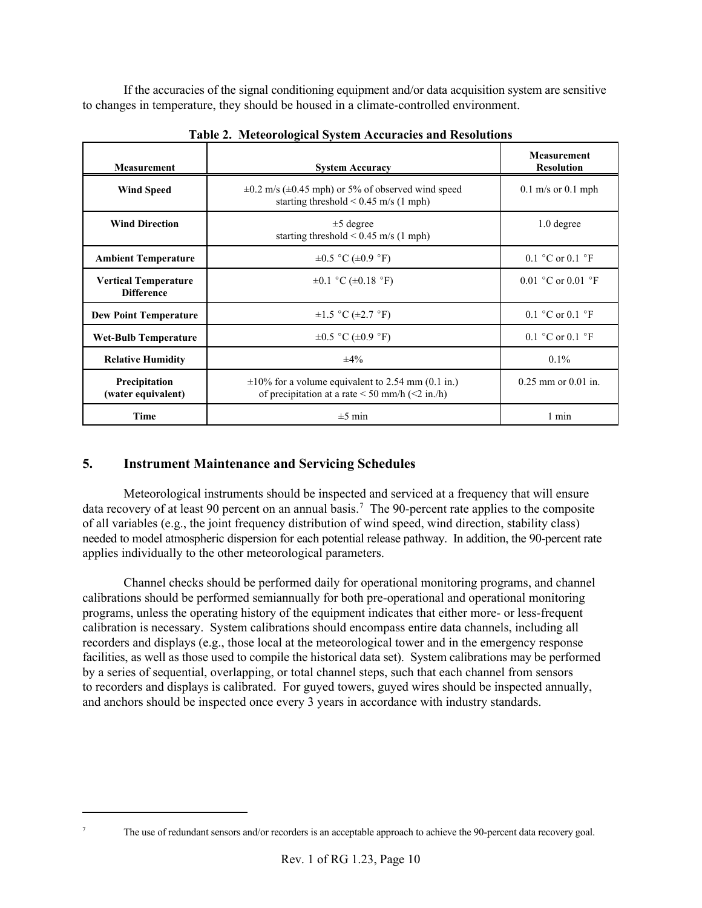If the accuracies of the signal conditioning equipment and/or data acquisition system are sensitive to changes in temperature, they should be housed in a climate-controlled environment.

**Table 2. Meteorological System Accuracies and Resolutions**

| Measurement | System Accuracy | Measurement Resolution |
|---|---|---|
| **Wind Speed** | ±0.2 m/s (±0.45 mph) or 5% of observed wind speed starting threshold < 0.45 m/s (1 mph) | 0.1 m/s or 0.1 mph |
| **Wind Direction** | ±5 degree starting threshold < 0.45 m/s (1 mph) | 1.0 degree |
| **Ambient Temperature** | ±0.5 °C (±0.9 °F) | 0.1 °C or 0.1 °F |
| **Vertical Temperature Difference** | ±0.1 °C (±0.18 °F) | 0.01 °C or 0.01 °F |
| **Dew Point Temperature** | ±1.5 °C (±2.7 °F) | 0.1 °C or 0.1 °F |
| **Wet-Bulb Temperature** | ±0.5 °C (±0.9 °F) | 0.1 °C or 0.1 °F |
| **Relative Humidity** | ±4% | 0.1% |
| **Precipitation (water equivalent)** | ±10% for a volume equivalent to 2.54 mm (0.1 in.) of precipitation at a rate < 50 mm/h (<2 in./h) | 0.25 mm or 0.01 in. |
| **Time** | ±5 min | 1 min |

## 5. Instrument Maintenance and Servicing Schedules

Meteorological instruments should be inspected and serviced at a frequency that will ensure data recovery of at least 90 percent on an annual basis.[7] The 90-percent rate applies to the composite of all variables (e.g., the joint frequency distribution of wind speed, wind direction, stability class) needed to model atmospheric dispersion for each potential release pathway. In addition, the 90-percent rate applies individually to the other meteorological parameters.

Channel checks should be performed daily for operational monitoring programs, and channel calibrations should be performed semiannually for both pre-operational and operational monitoring programs, unless the operating history of the equipment indicates that either more- or less-frequent calibration is necessary. System calibrations should encompass entire data channels, including all recorders and displays (e.g., those local at the meteorological tower and in the emergency response facilities, as well as those used to compile the historical data set). System calibrations may be performed by a series of sequential, overlapping, or total channel steps, such that each channel from sensors to recorders and displays is calibrated. For guyed towers, guyed wires should be inspected annually, and anchors should be inspected once every 3 years in accordance with industry standards.

---

[7] The use of redundant sensors and/or recorders is an acceptable approach to achieve the 90-percent data recovery goal.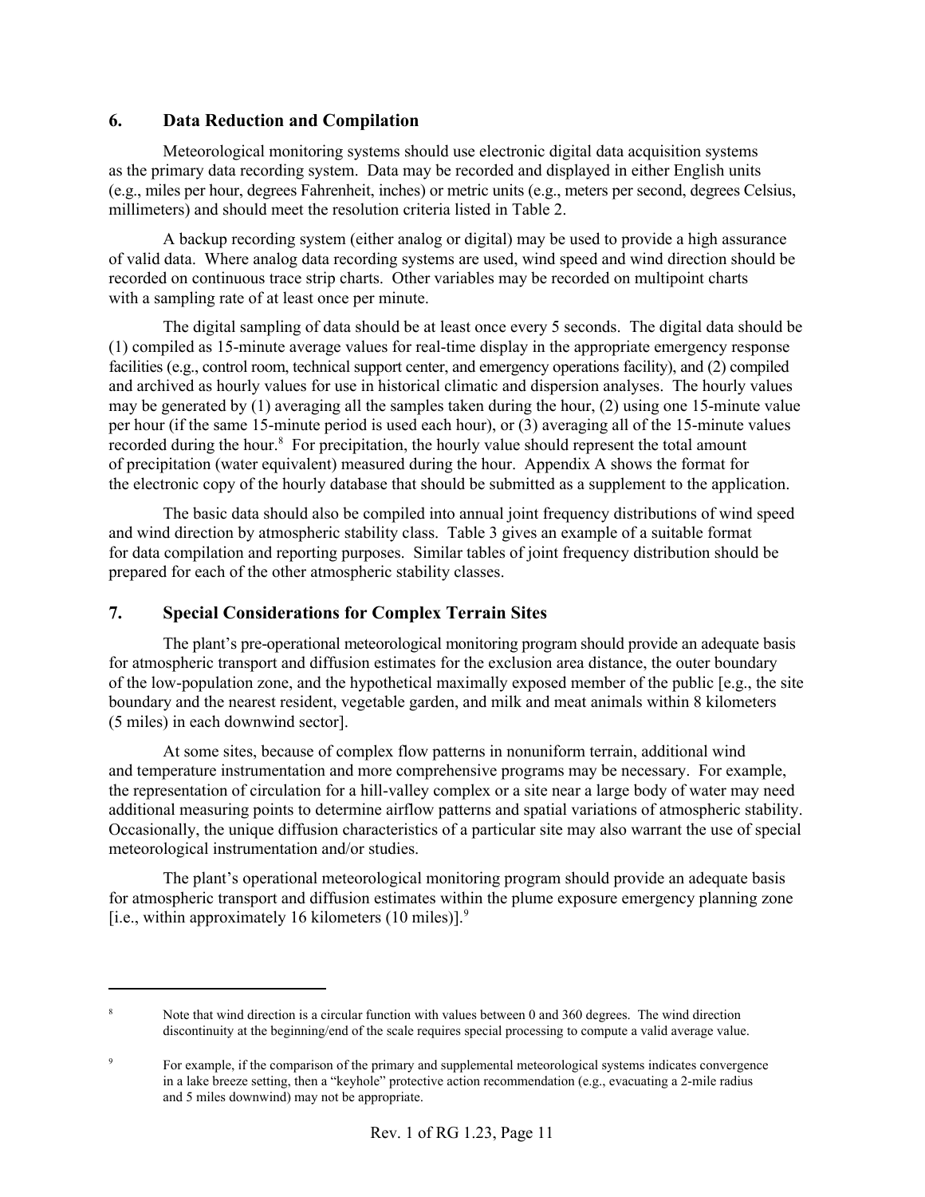## 6. Data Reduction and Compilation

Meteorological monitoring systems should use electronic digital data acquisition systems as the primary data recording system. Data may be recorded and displayed in either English units (e.g., miles per hour, degrees Fahrenheit, inches) or metric units (e.g., meters per second, degrees Celsius, millimeters) and should meet the resolution criteria listed in Table 2.

A backup recording system (either analog or digital) may be used to provide a high assurance of valid data. Where analog data recording systems are used, wind speed and wind direction should be recorded on continuous trace strip charts. Other variables may be recorded on multipoint charts with a sampling rate of at least once per minute.

The digital sampling of data should be at least once every 5 seconds. The digital data should be (1) compiled as 15-minute average values for real-time display in the appropriate emergency response facilities (e.g., control room, technical support center, and emergency operations facility), and (2) compiled and archived as hourly values for use in historical climatic and dispersion analyses. The hourly values may be generated by (1) averaging all the samples taken during the hour, (2) using one 15-minute value per hour (if the same 15-minute period is used each hour), or (3) averaging all of the 15-minute values recorded during the hour.[8] For precipitation, the hourly value should represent the total amount of precipitation (water equivalent) measured during the hour. Appendix A shows the format for the electronic copy of the hourly database that should be submitted as a supplement to the application.

The basic data should also be compiled into annual joint frequency distributions of wind speed and wind direction by atmospheric stability class. Table 3 gives an example of a suitable format for data compilation and reporting purposes. Similar tables of joint frequency distribution should be prepared for each of the other atmospheric stability classes.

## 7. Special Considerations for Complex Terrain Sites

The plant's pre-operational meteorological monitoring program should provide an adequate basis for atmospheric transport and diffusion estimates for the exclusion area distance, the outer boundary of the low-population zone, and the hypothetical maximally exposed member of the public [e.g., the site boundary and the nearest resident, vegetable garden, and milk and meat animals within 8 kilometers (5 miles) in each downwind sector].

At some sites, because of complex flow patterns in nonuniform terrain, additional wind and temperature instrumentation and more comprehensive programs may be necessary. For example, the representation of circulation for a hill-valley complex or a site near a large body of water may need additional measuring points to determine airflow patterns and spatial variations of atmospheric stability. Occasionally, the unique diffusion characteristics of a particular site may also warrant the use of special meteorological instrumentation and/or studies.

The plant's operational meteorological monitoring program should provide an adequate basis for atmospheric transport and diffusion estimates within the plume exposure emergency planning zone [i.e., within approximately 16 kilometers (10 miles)].[9]

---

[8] Note that wind direction is a circular function with values between 0 and 360 degrees. The wind direction discontinuity at the beginning/end of the scale requires special processing to compute a valid average value.

[9] For example, if the comparison of the primary and supplemental meteorological systems indicates convergence in a lake breeze setting, then a "keyhole" protective action recommendation (e.g., evacuating a 2-mile radius and 5 miles downwind) may not be appropriate.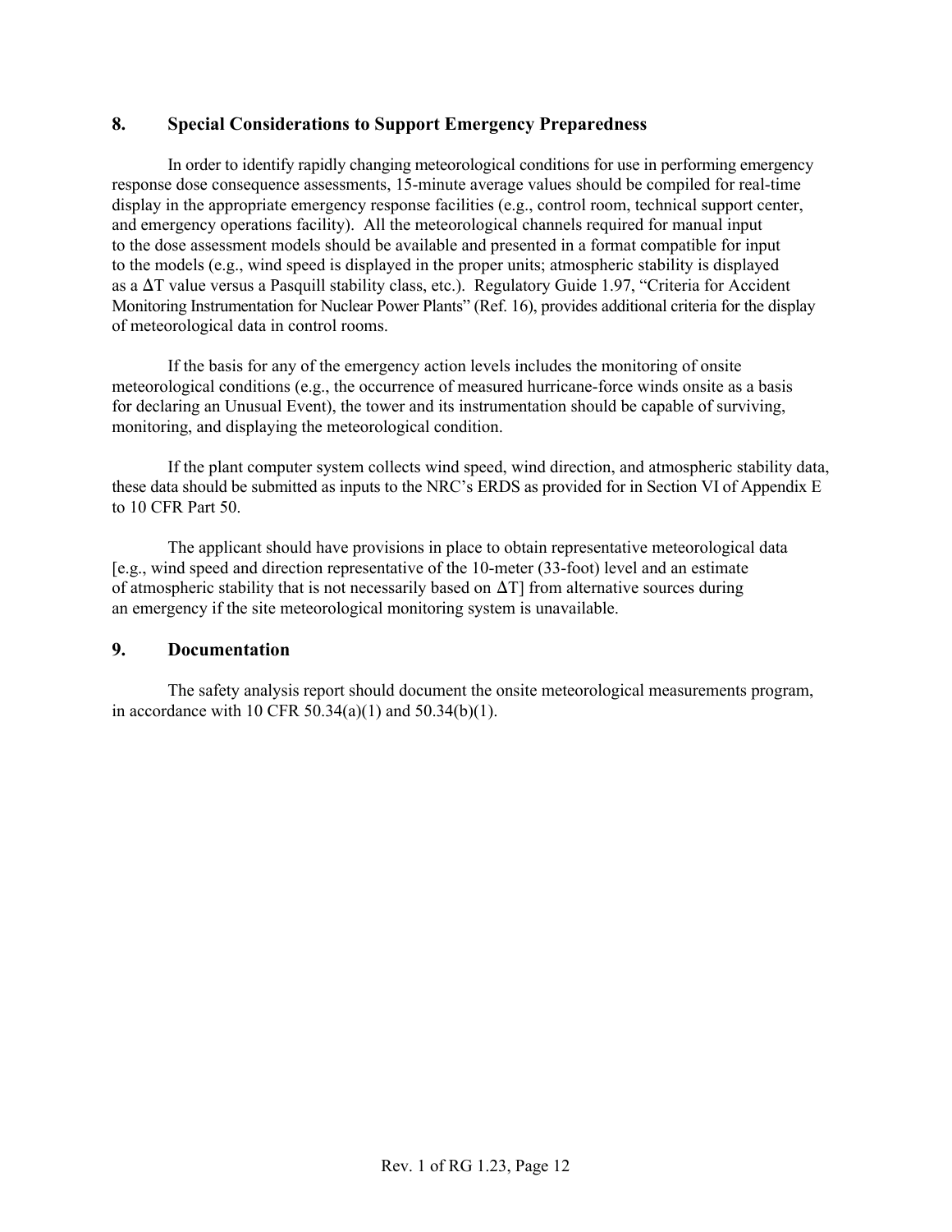## 8. Special Considerations to Support Emergency Preparedness

In order to identify rapidly changing meteorological conditions for use in performing emergency response dose consequence assessments, 15-minute average values should be compiled for real-time display in the appropriate emergency response facilities (e.g., control room, technical support center, and emergency operations facility). All the meteorological channels required for manual input to the dose assessment models should be available and presented in a format compatible for input to the models (e.g., wind speed is displayed in the proper units; atmospheric stability is displayed as a $\Delta T$ value versus a Pasquill stability class, etc.). Regulatory Guide 1.97, "Criteria for Accident Monitoring Instrumentation for Nuclear Power Plants" (Ref. 16), provides additional criteria for the display of meteorological data in control rooms.

If the basis for any of the emergency action levels includes the monitoring of onsite meteorological conditions (e.g., the occurrence of measured hurricane-force winds onsite as a basis for declaring an Unusual Event), the tower and its instrumentation should be capable of surviving, monitoring, and displaying the meteorological condition.

If the plant computer system collects wind speed, wind direction, and atmospheric stability data, these data should be submitted as inputs to the NRC's ERDS as provided for in Section VI of Appendix E to 10 CFR Part 50.

The applicant should have provisions in place to obtain representative meteorological data [e.g., wind speed and direction representative of the 10-meter (33-foot) level and an estimate of atmospheric stability that is not necessarily based on $\Delta T$] from alternative sources during an emergency if the site meteorological monitoring system is unavailable.

## 9. Documentation

The safety analysis report should document the onsite meteorological measurements program, in accordance with 10 CFR 50.34(a)(1) and 50.34(b)(1).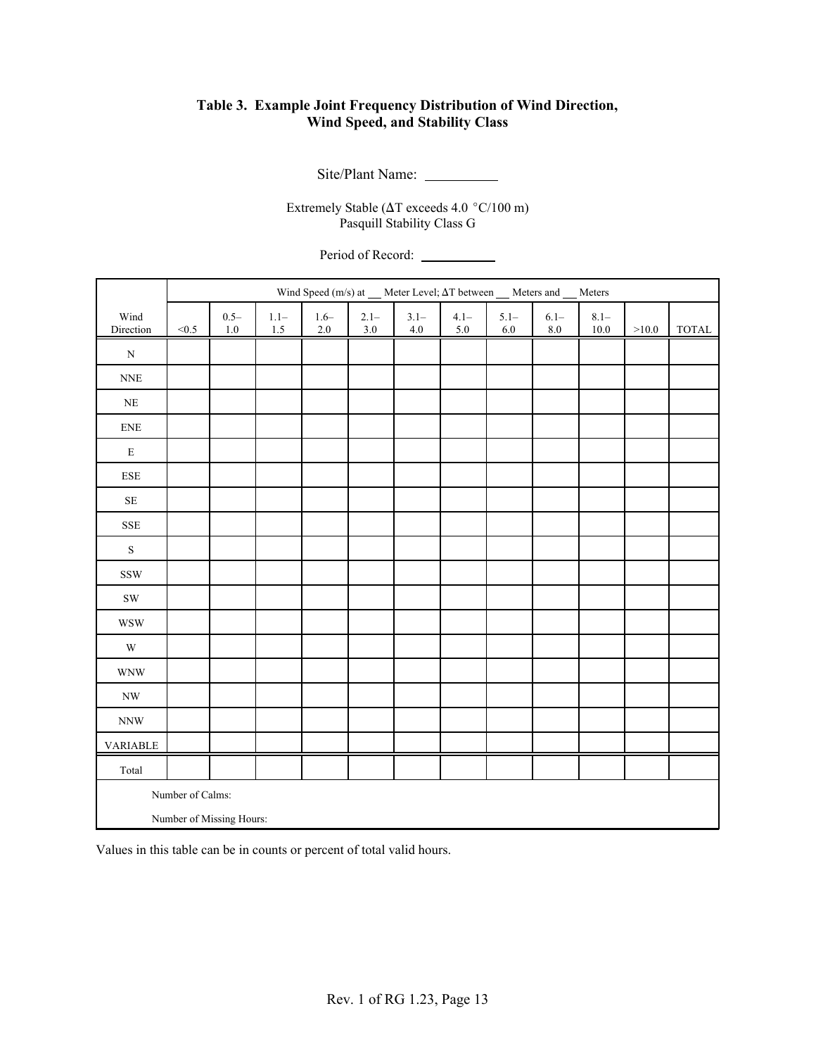**Table 3. Example Joint Frequency Distribution of Wind Direction, Wind Speed, and Stability Class**

Site/Plant Name: \_\_\_\_\_\_\_\_\_\_

Extremely Stable (ΔT exceeds 4.0 °C/100 m)
Pasquill Stability Class G

Period of Record: \_\_\_\_\_\_\_\_\_\_\_

| | Wind Speed (m/s) at \_\_ Meter Level; ΔT between \_\_ Meters and \_\_ Meters | | | | | | | | | | | |
|---|---|---|---|---|---|---|---|---|---|---|---|---|
| Wind Direction | <0.5 | 0.5–1.0 | 1.1–1.5 | 1.6–2.0 | 2.1–3.0 | 3.1–4.0 | 4.1–5.0 | 5.1–6.0 | 6.1–8.0 | 8.1–10.0 | >10.0 | TOTAL |
| N | | | | | | | | | | | | |
| NNE | | | | | | | | | | | | |
| NE | | | | | | | | | | | | |
| ENE | | | | | | | | | | | | |
| E | | | | | | | | | | | | |
| ESE | | | | | | | | | | | | |
| SE | | | | | | | | | | | | |
| SSE | | | | | | | | | | | | |
| S | | | | | | | | | | | | |
| SSW | | | | | | | | | | | | |
| SW | | | | | | | | | | | | |
| WSW | | | | | | | | | | | | |
| W | | | | | | | | | | | | |
| WNW | | | | | | | | | | | | |
| NW | | | | | | | | | | | | |
| NNW | | | | | | | | | | | | |
| VARIABLE | | | | | | | | | | | | |
| Total | | | | | | | | | | | | |
| Number of Calms: | | | | | | | | | | | | |
| Number of Missing Hours: | | | | | | | | | | | | |

Values in this table can be in counts or percent of total valid hours.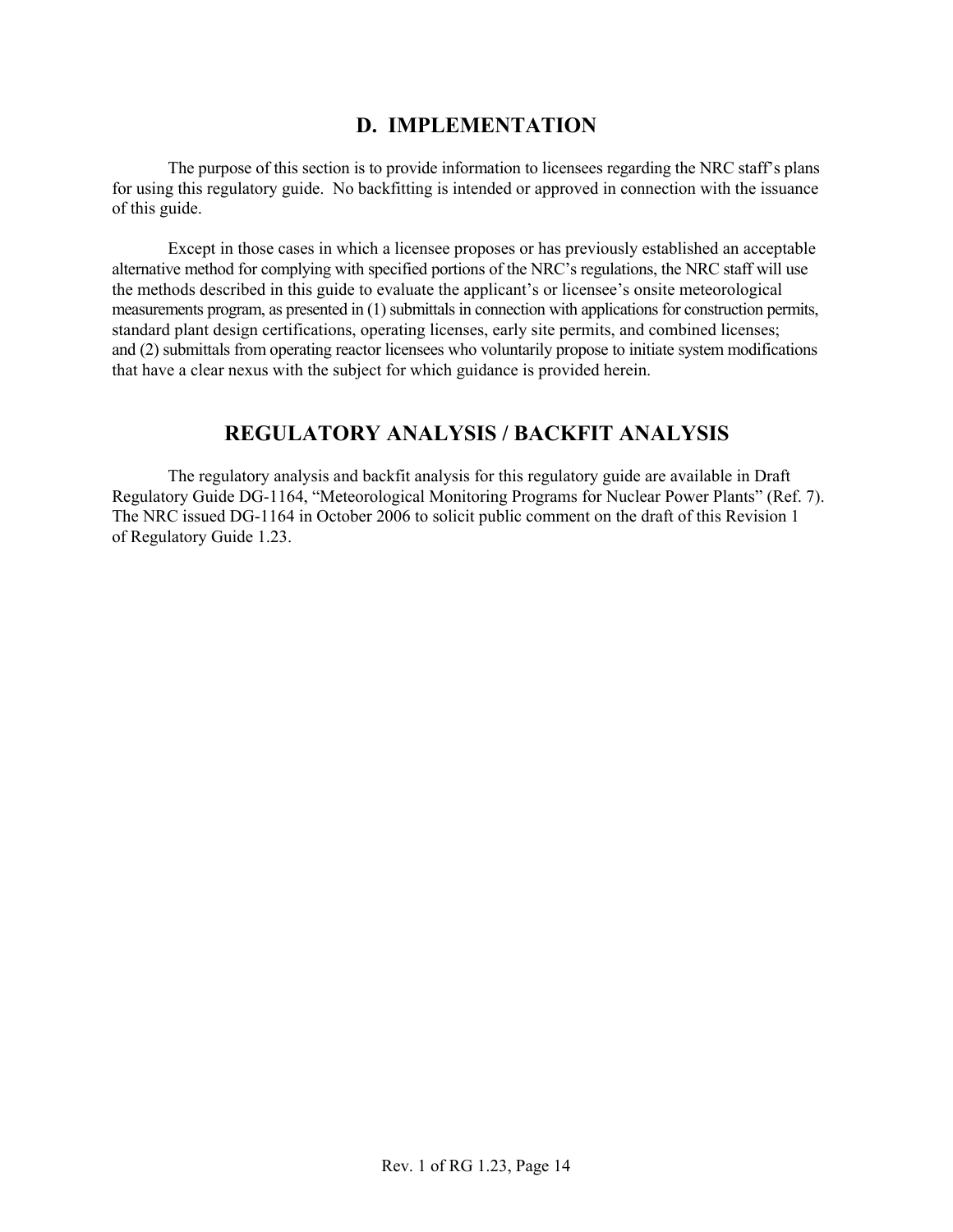## D. IMPLEMENTATION

The purpose of this section is to provide information to licensees regarding the NRC staff's plans for using this regulatory guide. No backfitting is intended or approved in connection with the issuance of this guide.

Except in those cases in which a licensee proposes or has previously established an acceptable alternative method for complying with specified portions of the NRC's regulations, the NRC staff will use the methods described in this guide to evaluate the applicant's or licensee's onsite meteorological measurements program, as presented in (1) submittals in connection with applications for construction permits, standard plant design certifications, operating licenses, early site permits, and combined licenses; and (2) submittals from operating reactor licensees who voluntarily propose to initiate system modifications that have a clear nexus with the subject for which guidance is provided herein.

## REGULATORY ANALYSIS / BACKFIT ANALYSIS

The regulatory analysis and backfit analysis for this regulatory guide are available in Draft Regulatory Guide DG-1164, "Meteorological Monitoring Programs for Nuclear Power Plants" (Ref. 7). The NRC issued DG-1164 in October 2006 to solicit public comment on the draft of this Revision 1 of Regulatory Guide 1.23.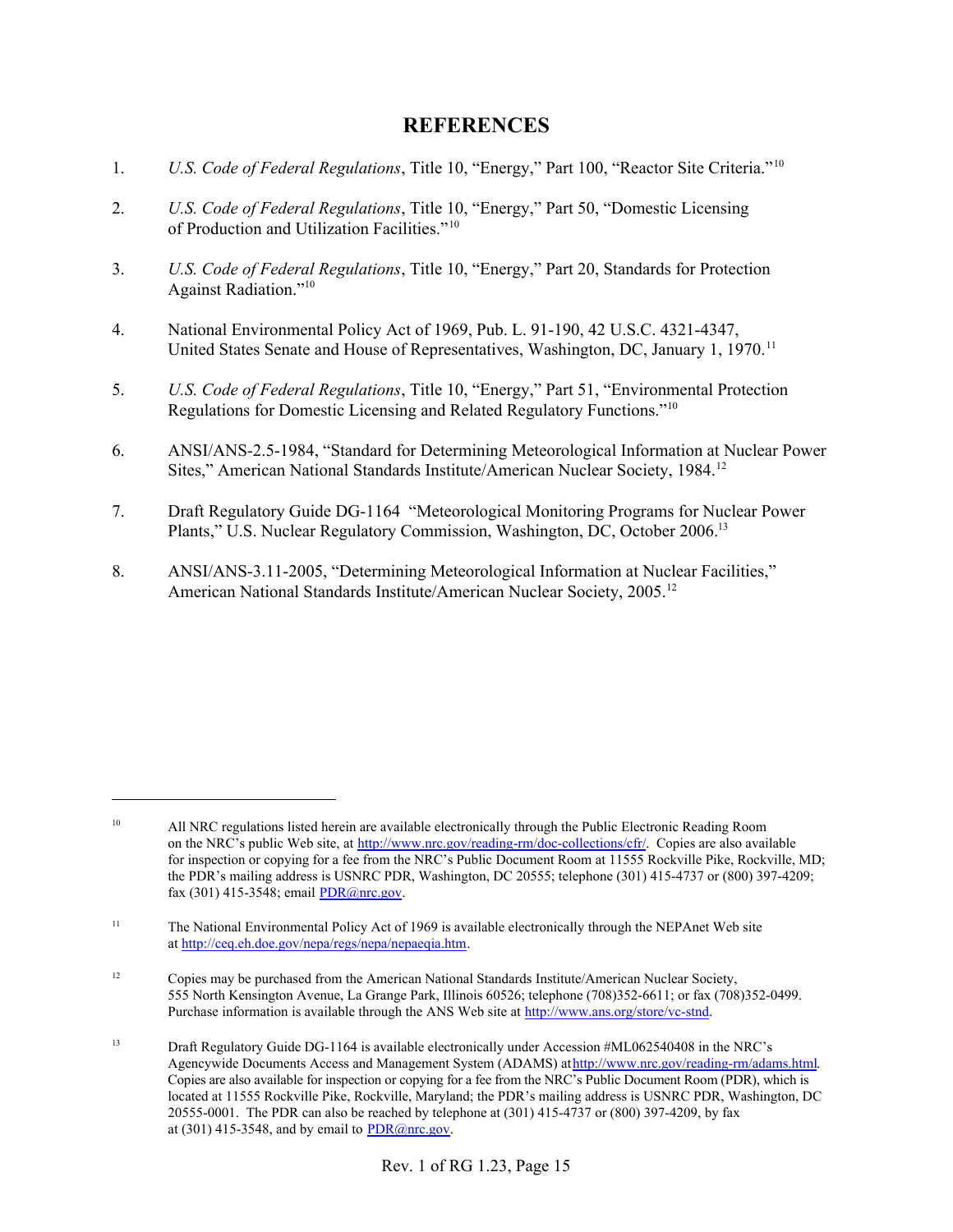# REFERENCES

1. *U.S. Code of Federal Regulations*, Title 10, "Energy," Part 100, "Reactor Site Criteria."[10]

2. *U.S. Code of Federal Regulations*, Title 10, "Energy," Part 50, "Domestic Licensing of Production and Utilization Facilities."[10]

3. *U.S. Code of Federal Regulations*, Title 10, "Energy," Part 20, Standards for Protection Against Radiation."[10]

4. National Environmental Policy Act of 1969, Pub. L. 91-190, 42 U.S.C. 4321-4347, United States Senate and House of Representatives, Washington, DC, January 1, 1970.[11]

5. *U.S. Code of Federal Regulations*, Title 10, "Energy," Part 51, "Environmental Protection Regulations for Domestic Licensing and Related Regulatory Functions."[10]

6. ANSI/ANS-2.5-1984, "Standard for Determining Meteorological Information at Nuclear Power Sites," American National Standards Institute/American Nuclear Society, 1984.[12]

7. Draft Regulatory Guide DG-1164 "Meteorological Monitoring Programs for Nuclear Power Plants," U.S. Nuclear Regulatory Commission, Washington, DC, October 2006.[13]

8. ANSI/ANS-3.11-2005, "Determining Meteorological Information at Nuclear Facilities," American National Standards Institute/American Nuclear Society, 2005.[12]

---

[10] All NRC regulations listed herein are available electronically through the Public Electronic Reading Room on the NRC's public Web site, at http://www.nrc.gov/reading-rm/doc-collections/cfr/. Copies are also available for inspection or copying for a fee from the NRC's Public Document Room at 11555 Rockville Pike, Rockville, MD; the PDR's mailing address is USNRC PDR, Washington, DC 20555; telephone (301) 415-4737 or (800) 397-4209; fax (301) 415-3548; email PDR@nrc.gov.

[11] The National Environmental Policy Act of 1969 is available electronically through the NEPAnet Web site at http://ceq.eh.doe.gov/nepa/regs/nepa/nepaeqia.htm.

[12] Copies may be purchased from the American National Standards Institute/American Nuclear Society, 555 North Kensington Avenue, La Grange Park, Illinois 60526; telephone (708)352-6611; or fax (708)352-0499. Purchase information is available through the ANS Web site at http://www.ans.org/store/vc-stnd.

[13] Draft Regulatory Guide DG-1164 is available electronically under Accession #ML062540408 in the NRC's Agencywide Documents Access and Management System (ADAMS) at http://www.nrc.gov/reading-rm/adams.html. Copies are also available for inspection or copying for a fee from the NRC's Public Document Room (PDR), which is located at 11555 Rockville Pike, Rockville, Maryland; the PDR's mailing address is USNRC PDR, Washington, DC 20555-0001. The PDR can also be reached by telephone at (301) 415-4737 or (800) 397-4209, by fax at (301) 415-3548, and by email to PDR@nrc.gov.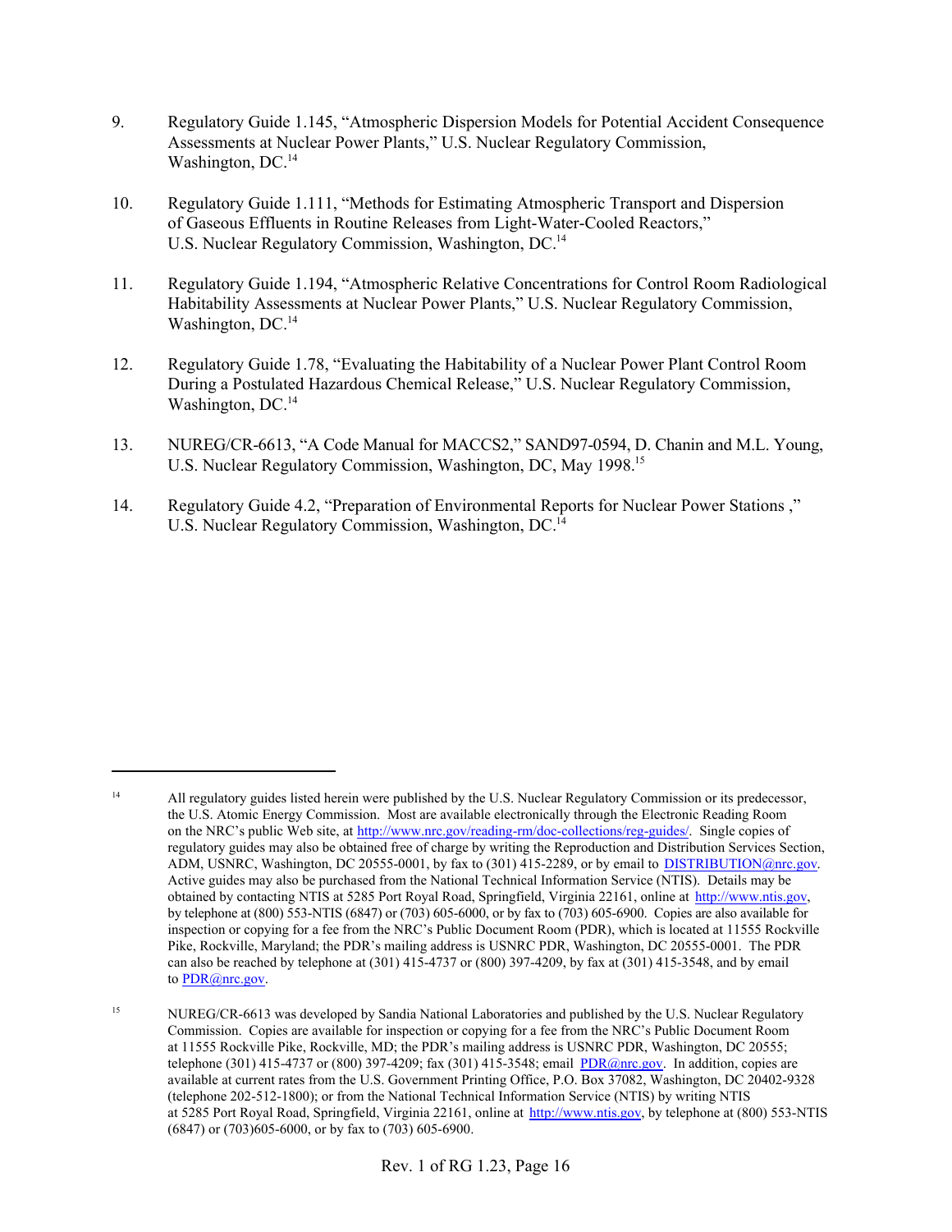9. Regulatory Guide 1.145, “Atmospheric Dispersion Models for Potential Accident Consequence Assessments at Nuclear Power Plants,” U.S. Nuclear Regulatory Commission, Washington, DC.[14]

10. Regulatory Guide 1.111, “Methods for Estimating Atmospheric Transport and Dispersion of Gaseous Effluents in Routine Releases from Light-Water-Cooled Reactors,” U.S. Nuclear Regulatory Commission, Washington, DC.[14]

11. Regulatory Guide 1.194, “Atmospheric Relative Concentrations for Control Room Radiological Habitability Assessments at Nuclear Power Plants,” U.S. Nuclear Regulatory Commission, Washington, DC.[14]

12. Regulatory Guide 1.78, “Evaluating the Habitability of a Nuclear Power Plant Control Room During a Postulated Hazardous Chemical Release,” U.S. Nuclear Regulatory Commission, Washington, DC.[14]

13. NUREG/CR-6613, “A Code Manual for MACCS2,” SAND97-0594, D. Chanin and M.L. Young, U.S. Nuclear Regulatory Commission, Washington, DC, May 1998.[15]

14. Regulatory Guide 4.2, “Preparation of Environmental Reports for Nuclear Power Stations ,” U.S. Nuclear Regulatory Commission, Washington, DC.[14]

---

[14] All regulatory guides listed herein were published by the U.S. Nuclear Regulatory Commission or its predecessor, the U.S. Atomic Energy Commission. Most are available electronically through the Electronic Reading Room on the NRC’s public Web site, at http://www.nrc.gov/reading-rm/doc-collections/reg-guides/. Single copies of regulatory guides may also be obtained free of charge by writing the Reproduction and Distribution Services Section, ADM, USNRC, Washington, DC 20555-0001, by fax to (301) 415-2289, or by email to DISTRIBUTION@nrc.gov. Active guides may also be purchased from the National Technical Information Service (NTIS). Details may be obtained by contacting NTIS at 5285 Port Royal Road, Springfield, Virginia 22161, online at http://www.ntis.gov, by telephone at (800) 553-NTIS (6847) or (703) 605-6000, or by fax to (703) 605-6900. Copies are also available for inspection or copying for a fee from the NRC’s Public Document Room (PDR), which is located at 11555 Rockville Pike, Rockville, Maryland; the PDR’s mailing address is USNRC PDR, Washington, DC 20555-0001. The PDR can also be reached by telephone at (301) 415-4737 or (800) 397-4209, by fax at (301) 415-3548, and by email to PDR@nrc.gov.

[15] NUREG/CR-6613 was developed by Sandia National Laboratories and published by the U.S. Nuclear Regulatory Commission. Copies are available for inspection or copying for a fee from the NRC’s Public Document Room at 11555 Rockville Pike, Rockville, MD; the PDR’s mailing address is USNRC PDR, Washington, DC 20555; telephone (301) 415-4737 or (800) 397-4209; fax (301) 415-3548; email PDR@nrc.gov. In addition, copies are available at current rates from the U.S. Government Printing Office, P.O. Box 37082, Washington, DC 20402-9328 (telephone 202-512-1800); or from the National Technical Information Service (NTIS) by writing NTIS at 5285 Port Royal Road, Springfield, Virginia 22161, online at http://www.ntis.gov, by telephone at (800) 553-NTIS (6847) or (703)605-6000, or by fax to (703) 605-6900.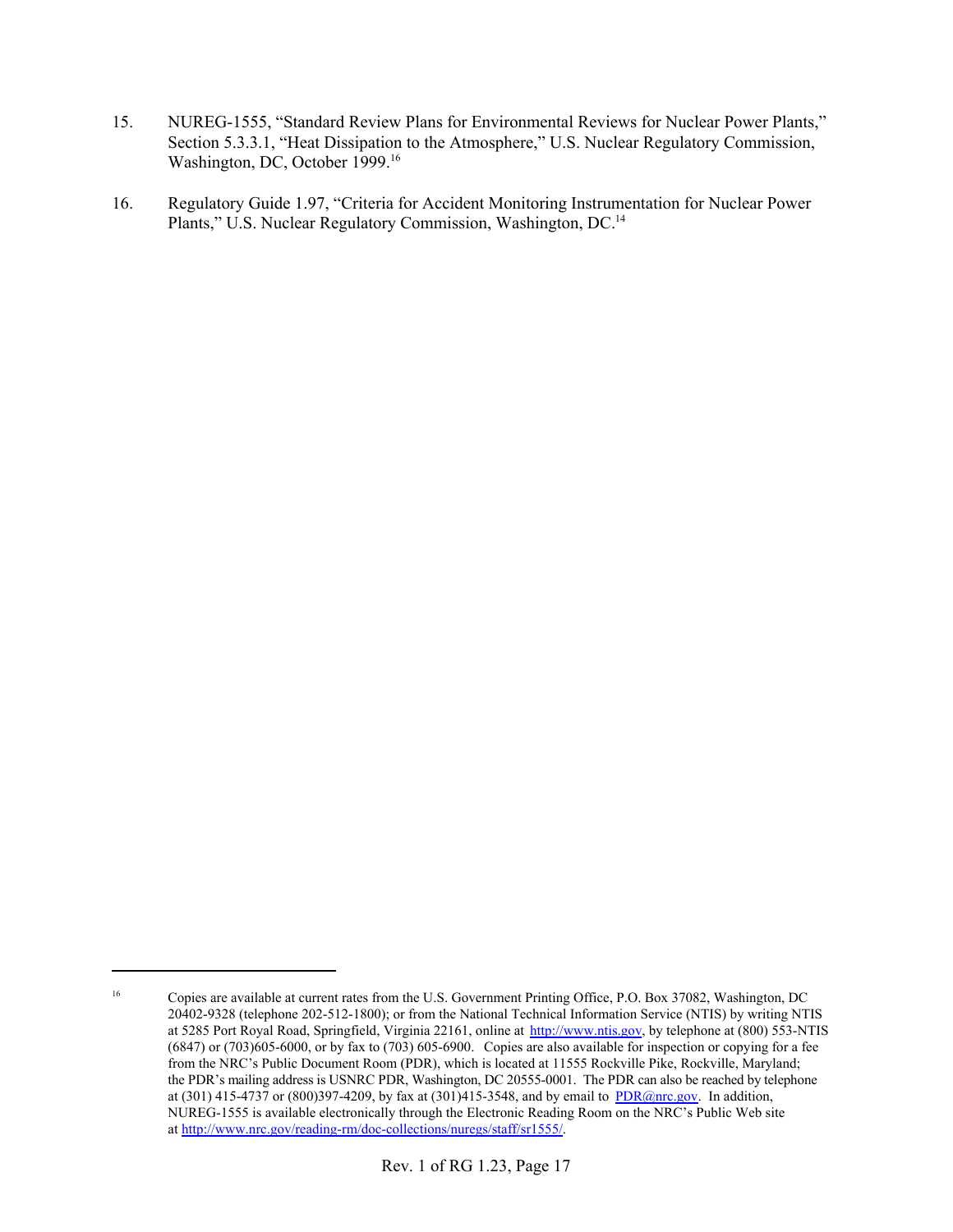15. NUREG-1555, "Standard Review Plans for Environmental Reviews for Nuclear Power Plants," Section 5.3.3.1, "Heat Dissipation to the Atmosphere," U.S. Nuclear Regulatory Commission, Washington, DC, October 1999.[16]

16. Regulatory Guide 1.97, "Criteria for Accident Monitoring Instrumentation for Nuclear Power Plants," U.S. Nuclear Regulatory Commission, Washington, DC.[14]

---

[16] Copies are available at current rates from the U.S. Government Printing Office, P.O. Box 37082, Washington, DC 20402-9328 (telephone 202-512-1800); or from the National Technical Information Service (NTIS) by writing NTIS at 5285 Port Royal Road, Springfield, Virginia 22161, online at http://www.ntis.gov, by telephone at (800) 553-NTIS (6847) or (703)605-6000, or by fax to (703) 605-6900. Copies are also available for inspection or copying for a fee from the NRC's Public Document Room (PDR), which is located at 11555 Rockville Pike, Rockville, Maryland; the PDR's mailing address is USNRC PDR, Washington, DC 20555-0001. The PDR can also be reached by telephone at (301) 415-4737 or (800)397-4209, by fax at (301)415-3548, and by email to PDR@nrc.gov. In addition, NUREG-1555 is available electronically through the Electronic Reading Room on the NRC's Public Web site at http://www.nrc.gov/reading-rm/doc-collections/nuregs/staff/sr1555/.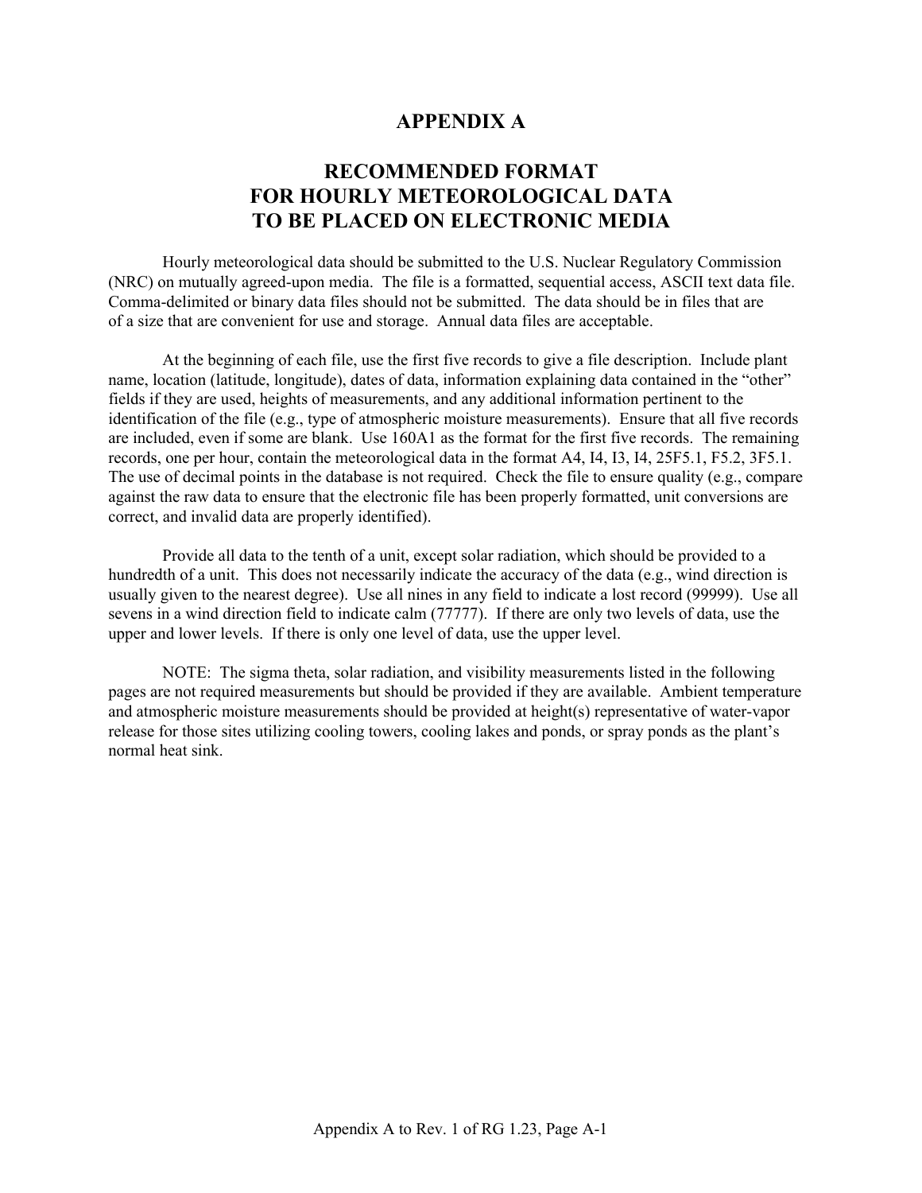# APPENDIX A

## RECOMMENDED FORMAT FOR HOURLY METEOROLOGICAL DATA TO BE PLACED ON ELECTRONIC MEDIA

Hourly meteorological data should be submitted to the U.S. Nuclear Regulatory Commission (NRC) on mutually agreed-upon media. The file is a formatted, sequential access, ASCII text data file. Comma-delimited or binary data files should not be submitted. The data should be in files that are of a size that are convenient for use and storage. Annual data files are acceptable.

At the beginning of each file, use the first five records to give a file description. Include plant name, location (latitude, longitude), dates of data, information explaining data contained in the "other" fields if they are used, heights of measurements, and any additional information pertinent to the identification of the file (e.g., type of atmospheric moisture measurements). Ensure that all five records are included, even if some are blank. Use 160A1 as the format for the first five records. The remaining records, one per hour, contain the meteorological data in the format A4, I4, I3, I4, 25F5.1, F5.2, 3F5.1. The use of decimal points in the database is not required. Check the file to ensure quality (e.g., compare against the raw data to ensure that the electronic file has been properly formatted, unit conversions are correct, and invalid data are properly identified).

Provide all data to the tenth of a unit, except solar radiation, which should be provided to a hundredth of a unit. This does not necessarily indicate the accuracy of the data (e.g., wind direction is usually given to the nearest degree). Use all nines in any field to indicate a lost record (99999). Use all sevens in a wind direction field to indicate calm (77777). If there are only two levels of data, use the upper and lower levels. If there is only one level of data, use the upper level.

NOTE: The sigma theta, solar radiation, and visibility measurements listed in the following pages are not required measurements but should be provided if they are available. Ambient temperature and atmospheric moisture measurements should be provided at height(s) representative of water-vapor release for those sites utilizing cooling towers, cooling lakes and ponds, or spray ponds as the plant's normal heat sink.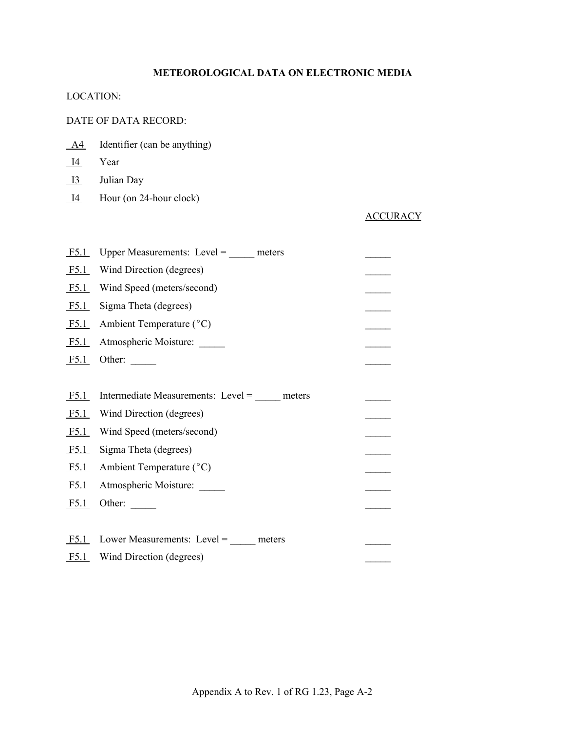**METEOROLOGICAL DATA ON ELECTRONIC MEDIA**

LOCATION:

DATE OF DATA RECORD:

| | | |
|---|---|---|
| A4 | Identifier (can be anything) | |
| I4 | Year | |
| I3 | Julian Day | |
| I4 | Hour (on 24-hour clock) | |
| | | ACCURACY |
| F5.1 | Upper Measurements: Level = _____ meters | _____ |
| F5.1 | Wind Direction (degrees) | _____ |
| F5.1 | Wind Speed (meters/second) | _____ |
| F5.1 | Sigma Theta (degrees) | _____ |
| F5.1 | Ambient Temperature (°C) | _____ |
| F5.1 | Atmospheric Moisture: _____ | _____ |
| F5.1 | Other: _____ | _____ |
| F5.1 | Intermediate Measurements: Level = _____ meters | _____ |
| F5.1 | Wind Direction (degrees) | _____ |
| F5.1 | Wind Speed (meters/second) | _____ |
| F5.1 | Sigma Theta (degrees) | _____ |
| F5.1 | Ambient Temperature (°C) | _____ |
| F5.1 | Atmospheric Moisture: _____ | _____ |
| F5.1 | Other: _____ | _____ |
| F5.1 | Lower Measurements: Level = _____ meters | _____ |
| F5.1 | Wind Direction (degrees) | _____ |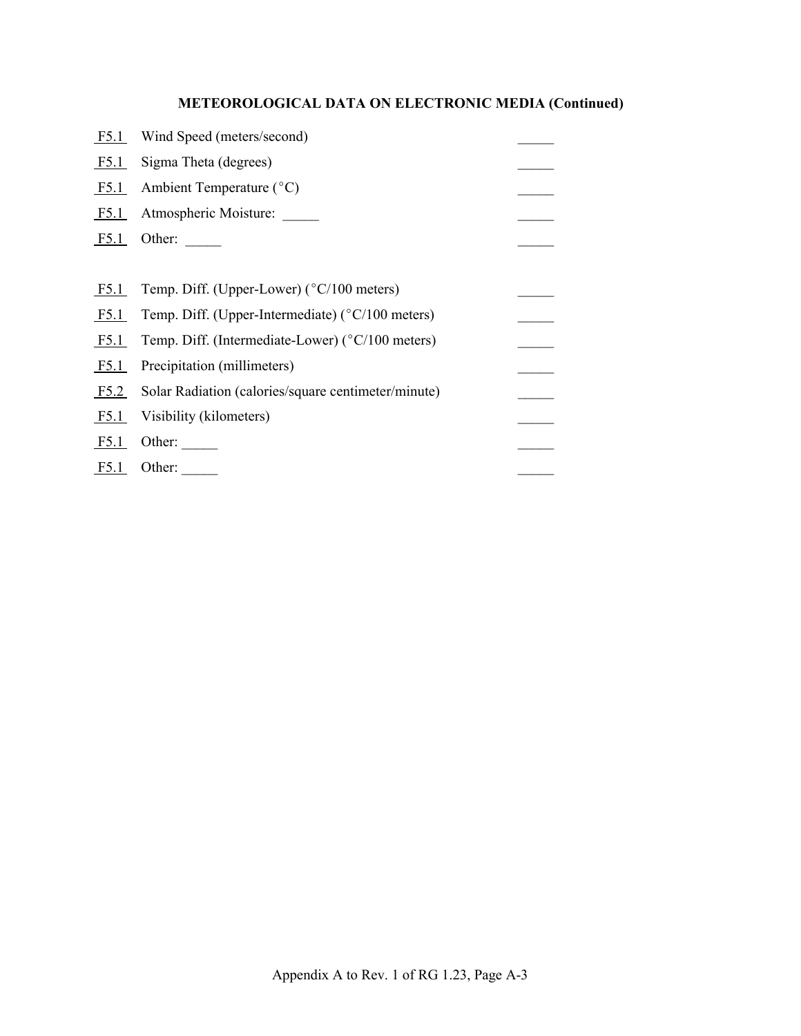**METEOROLOGICAL DATA ON ELECTRONIC MEDIA (Continued)**

| | | |
|---|---|---|
| F5.1 | Wind Speed (meters/second) | _____ |
| F5.1 | Sigma Theta (degrees) | _____ |
| F5.1 | Ambient Temperature (°C) | _____ |
| F5.1 | Atmospheric Moisture: _____ | _____ |
| F5.1 | Other: _____ | _____ |
| | | |
| F5.1 | Temp. Diff. (Upper-Lower) (°C/100 meters) | _____ |
| F5.1 | Temp. Diff. (Upper-Intermediate) (°C/100 meters) | _____ |
| F5.1 | Temp. Diff. (Intermediate-Lower) (°C/100 meters) | _____ |
| F5.1 | Precipitation (millimeters) | _____ |
| F5.2 | Solar Radiation (calories/square centimeter/minute) | _____ |
| F5.1 | Visibility (kilometers) | _____ |
| F5.1 | Other: _____ | _____ |
| F5.1 | Other: _____ | _____ |

Appendix A to Rev. 1 of RG 1.23, Page A-3